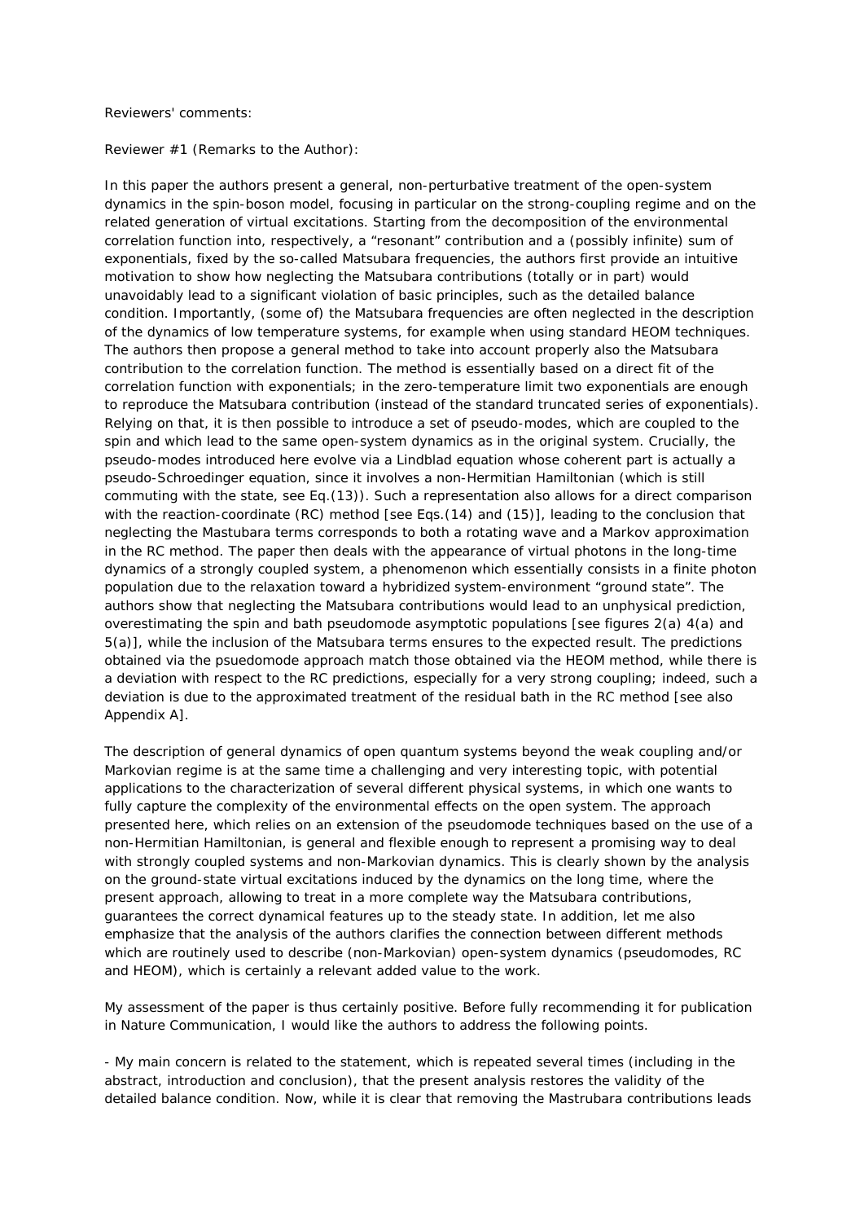Reviewers' comments:

Reviewer #1 (Remarks to the Author):

In this paper the authors present a general, non-perturbative treatment of the open-system dynamics in the spin-boson model, focusing in particular on the strong-coupling regime and on the related generation of virtual excitations. Starting from the decomposition of the environmental correlation function into, respectively, a "resonant" contribution and a (possibly infinite) sum of exponentials, fixed by the so-called Matsubara frequencies, the authors first provide an intuitive motivation to show how neglecting the Matsubara contributions (totally or in part) would unavoidably lead to a significant violation of basic principles, such as the detailed balance condition. Importantly, (some of) the Matsubara frequencies are often neglected in the description of the dynamics of low temperature systems, for example when using standard HEOM techniques. The authors then propose a general method to take into account properly also the Matsubara contribution to the correlation function. The method is essentially based on a direct fit of the correlation function with exponentials; in the zero-temperature limit two exponentials are enough to reproduce the Matsubara contribution (instead of the standard truncated series of exponentials). Relying on that, it is then possible to introduce a set of pseudo-modes, which are coupled to the spin and which lead to the same open-system dynamics as in the original system. Crucially, the pseudo-modes introduced here evolve via a Lindblad equation whose coherent part is actually a pseudo-Schroedinger equation, since it involves a non-Hermitian Hamiltonian (which is still commuting with the state, see Eq.(13)). Such a representation also allows for a direct comparison with the reaction-coordinate (RC) method [see Eqs.(14) and (15)], leading to the conclusion that neglecting the Mastubara terms corresponds to both a rotating wave and a Markov approximation in the RC method. The paper then deals with the appearance of virtual photons in the long-time dynamics of a strongly coupled system, a phenomenon which essentially consists in a finite photon population due to the relaxation toward a hybridized system-environment "ground state". The authors show that neglecting the Matsubara contributions would lead to an unphysical prediction, overestimating the spin and bath pseudomode asymptotic populations [see figures 2(a) 4(a) and 5(a)], while the inclusion of the Matsubara terms ensures to the expected result. The predictions obtained via the psuedomode approach match those obtained via the HEOM method, while there is a deviation with respect to the RC predictions, especially for a very strong coupling; indeed, such a deviation is due to the approximated treatment of the residual bath in the RC method [see also Appendix A].

The description of general dynamics of open quantum systems beyond the weak coupling and/or Markovian regime is at the same time a challenging and very interesting topic, with potential applications to the characterization of several different physical systems, in which one wants to fully capture the complexity of the environmental effects on the open system. The approach presented here, which relies on an extension of the pseudomode techniques based on the use of a non-Hermitian Hamiltonian, is general and flexible enough to represent a promising way to deal with strongly coupled systems and non-Markovian dynamics. This is clearly shown by the analysis on the ground-state virtual excitations induced by the dynamics on the long time, where the present approach, allowing to treat in a more complete way the Matsubara contributions, guarantees the correct dynamical features up to the steady state. In addition, let me also emphasize that the analysis of the authors clarifies the connection between different methods which are routinely used to describe (non-Markovian) open-system dynamics (pseudomodes, RC and HEOM), which is certainly a relevant added value to the work.

My assessment of the paper is thus certainly positive. Before fully recommending it for publication in Nature Communication, I would like the authors to address the following points.

- My main concern is related to the statement, which is repeated several times (including in the abstract, introduction and conclusion), that the present analysis restores the validity of the detailed balance condition. Now, while it is clear that removing the Mastrubara contributions leads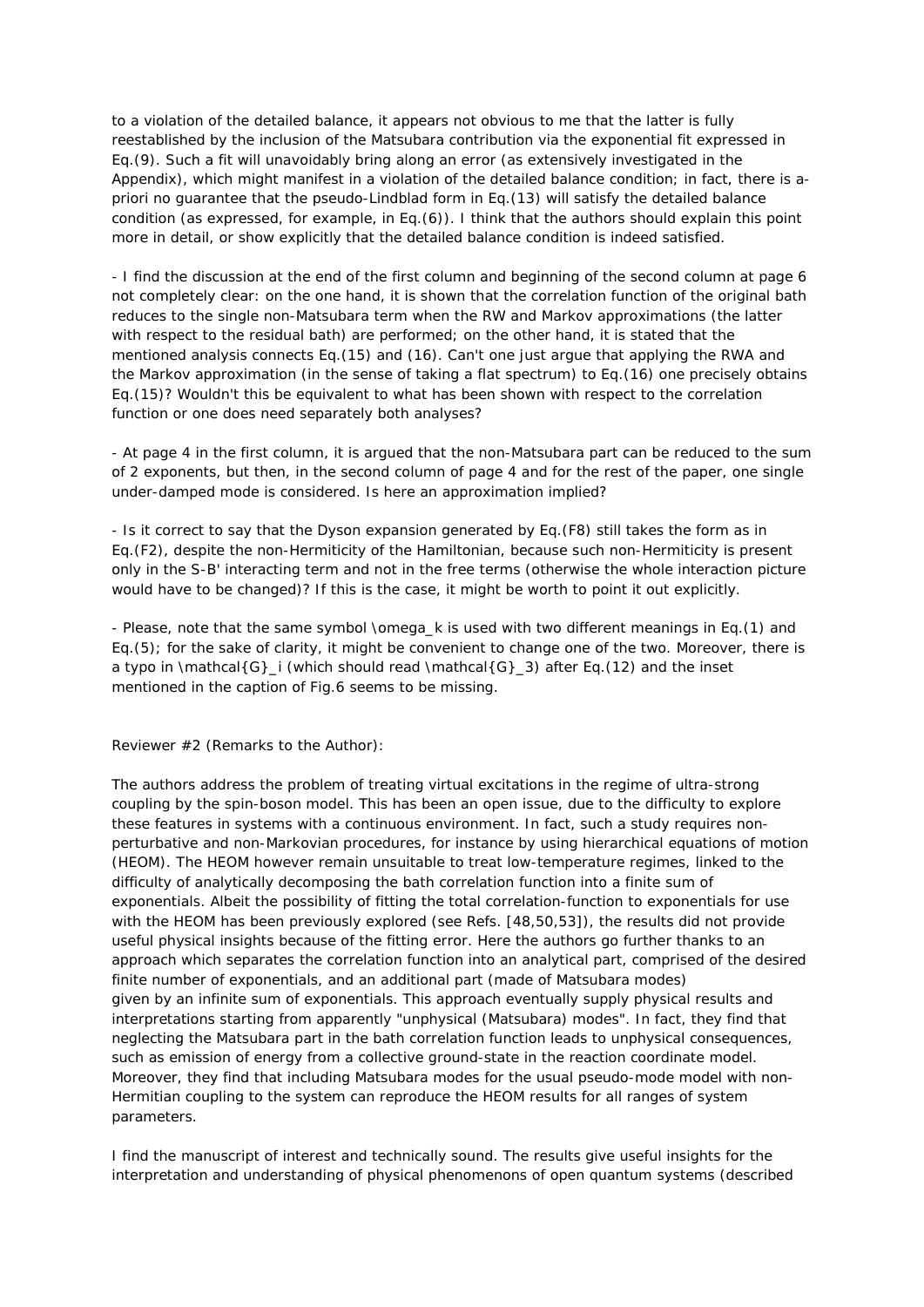to a violation of the detailed balance, it appears not obvious to me that the latter is fully reestablished by the inclusion of the Matsubara contribution via the exponential fit expressed in Eq.(9). Such a fit will unavoidably bring along an error (as extensively investigated in the Appendix), which might manifest in a violation of the detailed balance condition; in fact, there is a-priori no guarantee that the pseudo-Lindblad form in Eq.(13) will satisfy the detailed balance condition (as expressed, for example, in Eq.(6)). I think that the authors should explain this point more in detail, or show explicitly that the detailed balance condition is indeed satisfied.

- I find the discussion at the end of the first column and beginning of the second column at page 6 not completely clear: on the one hand, it is shown that the correlation function of the original bath reduces to the single non-Matsubara term when the RW and Markov approximations (the latter with respect to the residual bath) are performed; on the other hand, it is stated that the mentioned analysis connects Eq.(15) and (16). Can't one just argue that applying the RWA and the Markov approximation (in the sense of taking a flat spectrum) to Eq.(16) one precisely obtains Eq.(15)? Wouldn't this be equivalent to what has been shown with respect to the correlation function or one does need separately both analyses?

- At page 4 in the first column, it is argued that the non-Matsubara part can be reduced to the sum of 2 exponents, but then, in the second column of page 4 and for the rest of the paper, one single under-damped mode is considered. Is here an approximation implied?

- Is it correct to say that the Dyson expansion generated by Eq.(F8) still takes the form as in Eq.(F2), despite the non-Hermiticity of the Hamiltonian, because such non-Hermiticity is present only in the S-B' interacting term and not in the free terms (otherwise the whole interaction picture would have to be changed)? If this is the case, it might be worth to point it out explicitly.

- Please, note that the same symbol $\omega_k$ is used with two different meanings in Eq.(1) and Eq.(5); for the sake of clarity, it might be convenient to change one of the two. Moreover, there is a typo in $\mathcal{G}_i$ (which should read $\mathcal{G}_3$) after Eq.(12) and the inset mentioned in the caption of Fig.6 seems to be missing.

Reviewer #2 (Remarks to the Author):

The authors address the problem of treating virtual excitations in the regime of ultra-strong coupling by the spin-boson model. This has been an open issue, due to the difficulty to explore these features in systems with a continuous environment. In fact, such a study requires non-perturbative and non-Markovian procedures, for instance by using hierarchical equations of motion (HEOM). The HEOM however remain unsuitable to treat low-temperature regimes, linked to the difficulty of analytically decomposing the bath correlation function into a finite sum of exponentials. Albeit the possibility of fitting the total correlation-function to exponentials for use with the HEOM has been previously explored (see Refs. [48,50,53]), the results did not provide useful physical insights because of the fitting error. Here the authors go further thanks to an approach which separates the correlation function into an analytical part, comprised of the desired finite number of exponentials, and an additional part (made of Matsubara modes) given by an infinite sum of exponentials. This approach eventually supply physical results and interpretations starting from apparently "unphysical (Matsubara) modes". In fact, they find that neglecting the Matsubara part in the bath correlation function leads to unphysical consequences, such as emission of energy from a collective ground-state in the reaction coordinate model. Moreover, they find that including Matsubara modes for the usual pseudo-mode model with non-Hermitian coupling to the system can reproduce the HEOM results for all ranges of system parameters.

I find the manuscript of interest and technically sound. The results give useful insights for the interpretation and understanding of physical phenomenons of open quantum systems (described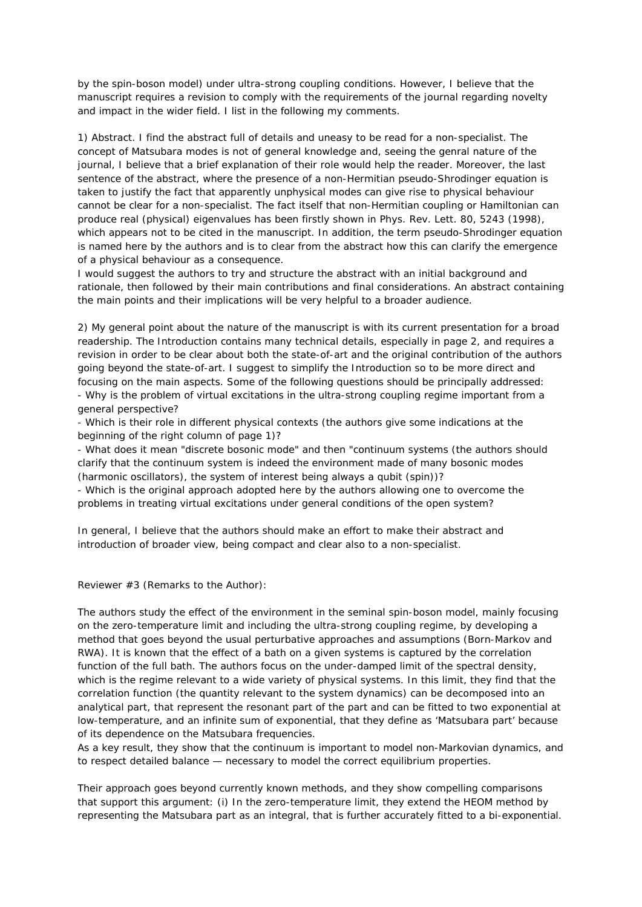by the spin-boson model) under ultra-strong coupling conditions. However, I believe that the manuscript requires a revision to comply with the requirements of the journal regarding novelty and impact in the wider field. I list in the following my comments.

1) Abstract. I find the abstract full of details and uneasy to be read for a non-specialist. The concept of Matsubara modes is not of general knowledge and, seeing the genral nature of the journal, I believe that a brief explanation of their role would help the reader. Moreover, the last sentence of the abstract, where the presence of a non-Hermitian pseudo-Shrodinger equation is taken to justify the fact that apparently unphysical modes can give rise to physical behaviour cannot be clear for a non-specialist. The fact itself that non-Hermitian coupling or Hamiltonian can produce real (physical) eigenvalues has been firstly shown in Phys. Rev. Lett. 80, 5243 (1998), which appears not to be cited in the manuscript. In addition, the term pseudo-Shrodinger equation is named here by the authors and is to clear from the abstract how this can clarify the emergence of a physical behaviour as a consequence.
I would suggest the authors to try and structure the abstract with an initial background and rationale, then followed by their main contributions and final considerations. An abstract containing the main points and their implications will be very helpful to a broader audience.

2) My general point about the nature of the manuscript is with its current presentation for a broad readership. The Introduction contains many technical details, especially in page 2, and requires a revision in order to be clear about both the state-of-art and the original contribution of the authors going beyond the state-of-art. I suggest to simplify the Introduction so to be more direct and focusing on the main aspects. Some of the following questions should be principally addressed:
- Why is the problem of virtual excitations in the ultra-strong coupling regime important from a general perspective?
- Which is their role in different physical contexts (the authors give some indications at the beginning of the right column of page 1)?
- What does it mean "discrete bosonic mode" and then "continuum systems (the authors should clarify that the continuum system is indeed the environment made of many bosonic modes (harmonic oscillators), the system of interest being always a qubit (spin))?
- Which is the original approach adopted here by the authors allowing one to overcome the problems in treating virtual excitations under general conditions of the open system?

In general, I believe that the authors should make an effort to make their abstract and introduction of broader view, being compact and clear also to a non-specialist.

Reviewer #3 (Remarks to the Author):

The authors study the effect of the environment in the seminal spin-boson model, mainly focusing on the zero-temperature limit and including the ultra-strong coupling regime, by developing a method that goes beyond the usual perturbative approaches and assumptions (Born-Markov and RWA). It is known that the effect of a bath on a given systems is captured by the correlation function of the full bath. The authors focus on the under-damped limit of the spectral density, which is the regime relevant to a wide variety of physical systems. In this limit, they find that the correlation function (the quantity relevant to the system dynamics) can be decomposed into an analytical part, that represent the resonant part of the part and can be fitted to two exponential at low-temperature, and an infinite sum of exponential, that they define as 'Matsubara part' because of its dependence on the Matsubara frequencies.
As a key result, they show that the continuum is important to model non-Markovian dynamics, and to respect detailed balance — necessary to model the correct equilibrium properties.

Their approach goes beyond currently known methods, and they show compelling comparisons that support this argument: (i) In the zero-temperature limit, they extend the HEOM method by representing the Matsubara part as an integral, that is further accurately fitted to a bi-exponential.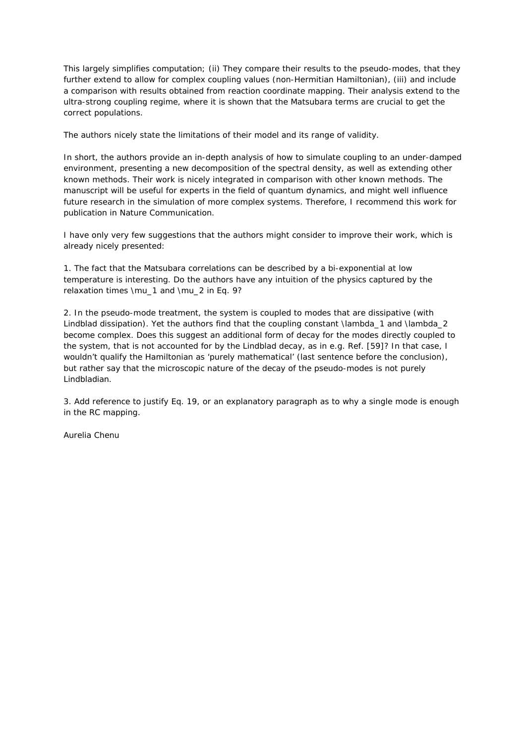This largely simplifies computation; (ii) They compare their results to the pseudo-modes, that they further extend to allow for complex coupling values (non-Hermitian Hamiltonian), (iii) and include a comparison with results obtained from reaction coordinate mapping. Their analysis extend to the ultra-strong coupling regime, where it is shown that the Matsubara terms are crucial to get the correct populations.

The authors nicely state the limitations of their model and its range of validity.

In short, the authors provide an in-depth analysis of how to simulate coupling to an under-damped environment, presenting a new decomposition of the spectral density, as well as extending other known methods. Their work is nicely integrated in comparison with other known methods. The manuscript will be useful for experts in the field of quantum dynamics, and might well influence future research in the simulation of more complex systems. Therefore, I recommend this work for publication in Nature Communication.

I have only very few suggestions that the authors might consider to improve their work, which is already nicely presented:

1. The fact that the Matsubara correlations can be described by a bi-exponential at low temperature is interesting. Do the authors have any intuition of the physics captured by the relaxation times $\mu_1$ and $\mu_2$ in Eq. 9?

2. In the pseudo-mode treatment, the system is coupled to modes that are dissipative (with Lindblad dissipation). Yet the authors find that the coupling constant $\lambda_1$ and $\lambda_2$ become complex. Does this suggest an additional form of decay for the modes directly coupled to the system, that is not accounted for by the Lindblad decay, as in e.g. Ref. [59]? In that case, I wouldn't qualify the Hamiltonian as 'purely mathematical' (last sentence before the conclusion), but rather say that the microscopic nature of the decay of the pseudo-modes is not purely Lindbladian.

3. Add reference to justify Eq. 19, or an explanatory paragraph as to why a single mode is enough in the RC mapping.

Aurelia Chenu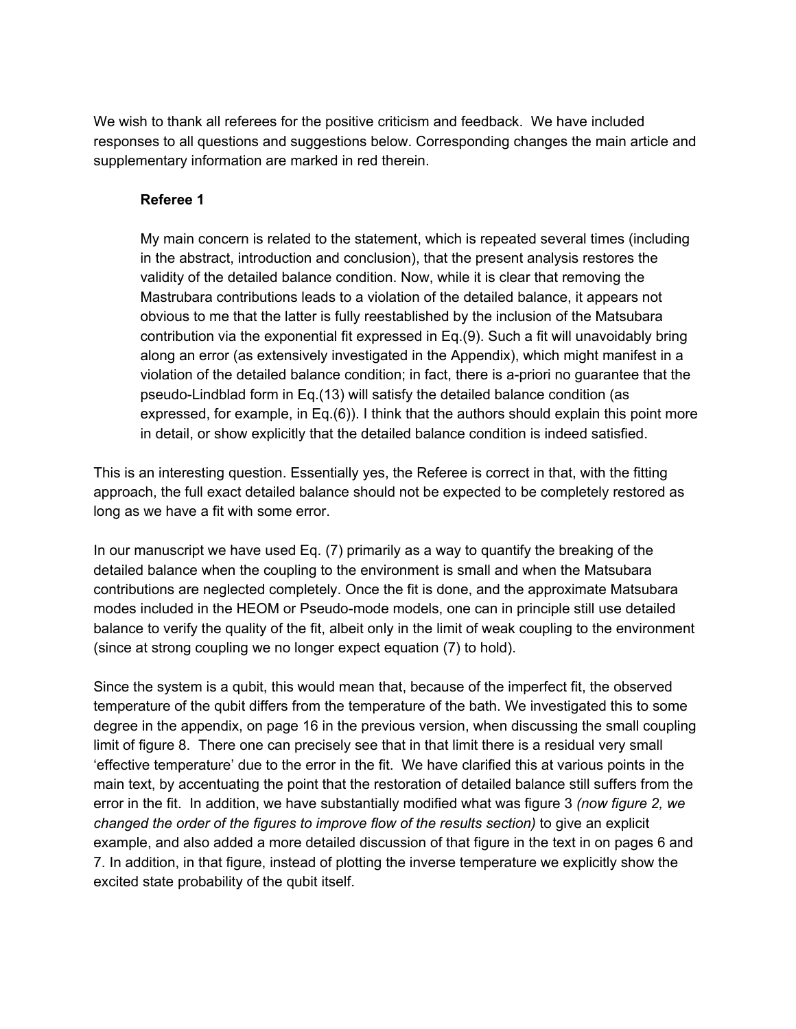We wish to thank all referees for the positive criticism and feedback. We have included responses to all questions and suggestions below. Corresponding changes the main article and supplementary information are marked in red therein.

> **Referee 1**
>
> My main concern is related to the statement, which is repeated several times (including in the abstract, introduction and conclusion), that the present analysis restores the validity of the detailed balance condition. Now, while it is clear that removing the Mastrubara contributions leads to a violation of the detailed balance, it appears not obvious to me that the latter is fully reestablished by the inclusion of the Matsubara contribution via the exponential fit expressed in Eq.(9). Such a fit will unavoidably bring along an error (as extensively investigated in the Appendix), which might manifest in a violation of the detailed balance condition; in fact, there is a-priori no guarantee that the pseudo-Lindblad form in Eq.(13) will satisfy the detailed balance condition (as expressed, for example, in Eq.(6)). I think that the authors should explain this point more in detail, or show explicitly that the detailed balance condition is indeed satisfied.

This is an interesting question. Essentially yes, the Referee is correct in that, with the fitting approach, the full exact detailed balance should not be expected to be completely restored as long as we have a fit with some error.

In our manuscript we have used Eq. (7) primarily as a way to quantify the breaking of the detailed balance when the coupling to the environment is small and when the Matsubara contributions are neglected completely. Once the fit is done, and the approximate Matsubara modes included in the HEOM or Pseudo-mode models, one can in principle still use detailed balance to verify the quality of the fit, albeit only in the limit of weak coupling to the environment (since at strong coupling we no longer expect equation (7) to hold).

Since the system is a qubit, this would mean that, because of the imperfect fit, the observed temperature of the qubit differs from the temperature of the bath. We investigated this to some degree in the appendix, on page 16 in the previous version, when discussing the small coupling limit of figure 8. There one can precisely see that in that limit there is a residual very small 'effective temperature' due to the error in the fit. We have clarified this at various points in the main text, by accentuating the point that the restoration of detailed balance still suffers from the error in the fit. In addition, we have substantially modified what was figure 3 *(now figure 2, we changed the order of the figures to improve flow of the results section)* to give an explicit example, and also added a more detailed discussion of that figure in the text in on pages 6 and 7. In addition, in that figure, instead of plotting the inverse temperature we explicitly show the excited state probability of the qubit itself.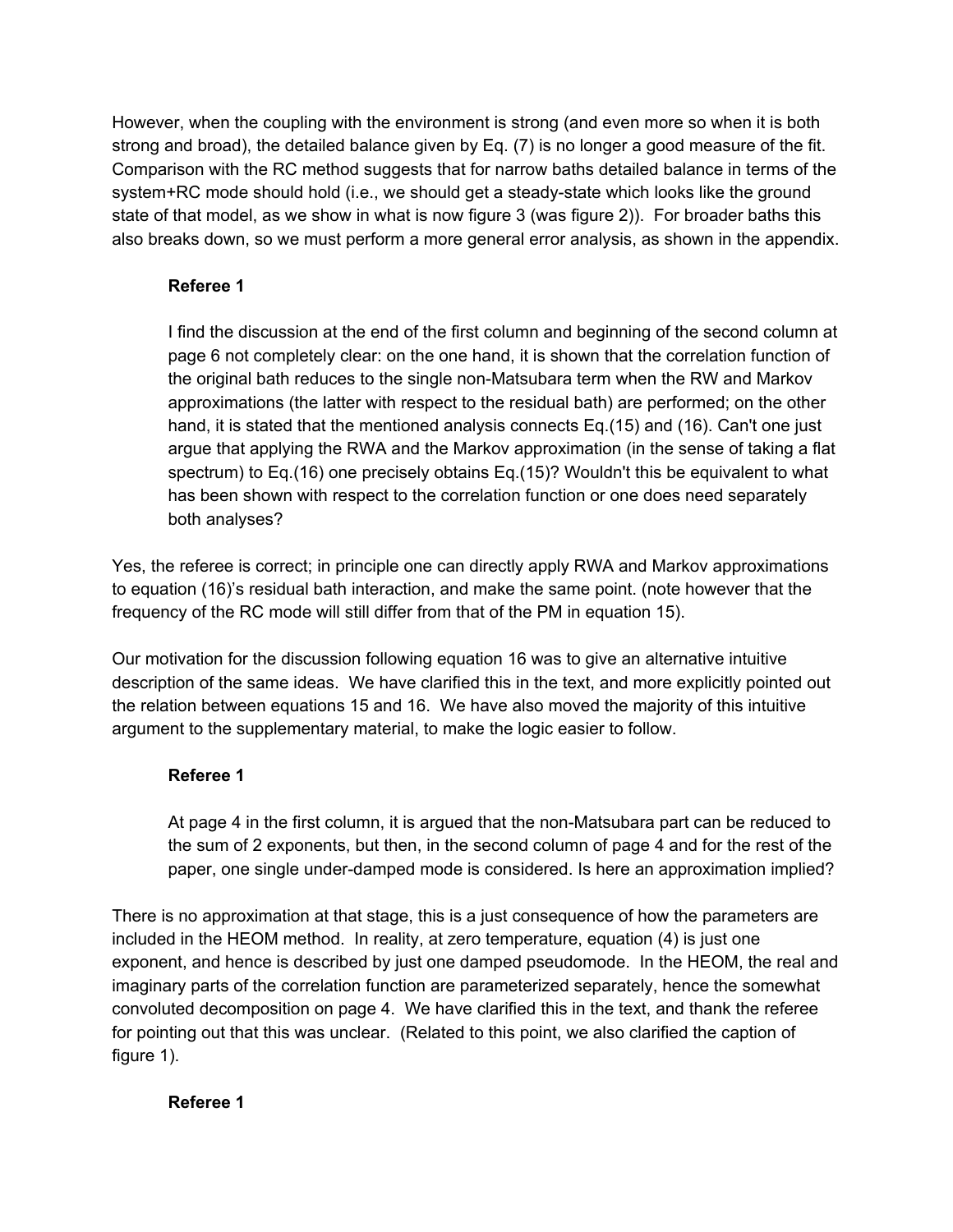However, when the coupling with the environment is strong (and even more so when it is both strong and broad), the detailed balance given by Eq. (7) is no longer a good measure of the fit. Comparison with the RC method suggests that for narrow baths detailed balance in terms of the system+RC mode should hold (i.e., we should get a steady-state which looks like the ground state of that model, as we show in what is now figure 3 (was figure 2)). For broader baths this also breaks down, so we must perform a more general error analysis, as shown in the appendix.

**Referee 1**

> I find the discussion at the end of the first column and beginning of the second column at page 6 not completely clear: on the one hand, it is shown that the correlation function of the original bath reduces to the single non-Matsubara term when the RW and Markov approximations (the latter with respect to the residual bath) are performed; on the other hand, it is stated that the mentioned analysis connects Eq.(15) and (16). Can't one just argue that applying the RWA and the Markov approximation (in the sense of taking a flat spectrum) to Eq.(16) one precisely obtains Eq.(15)? Wouldn't this be equivalent to what has been shown with respect to the correlation function or one does need separately both analyses?

Yes, the referee is correct; in principle one can directly apply RWA and Markov approximations to equation (16)'s residual bath interaction, and make the same point. (note however that the frequency of the RC mode will still differ from that of the PM in equation 15).

Our motivation for the discussion following equation 16 was to give an alternative intuitive description of the same ideas. We have clarified this in the text, and more explicitly pointed out the relation between equations 15 and 16. We have also moved the majority of this intuitive argument to the supplementary material, to make the logic easier to follow.

**Referee 1**

> At page 4 in the first column, it is argued that the non-Matsubara part can be reduced to the sum of 2 exponents, but then, in the second column of page 4 and for the rest of the paper, one single under-damped mode is considered. Is here an approximation implied?

There is no approximation at that stage, this is a just consequence of how the parameters are included in the HEOM method. In reality, at zero temperature, equation (4) is just one exponent, and hence is described by just one damped pseudomode. In the HEOM, the real and imaginary parts of the correlation function are parameterized separately, hence the somewhat convoluted decomposition on page 4. We have clarified this in the text, and thank the referee for pointing out that this was unclear. (Related to this point, we also clarified the caption of figure 1).

**Referee 1**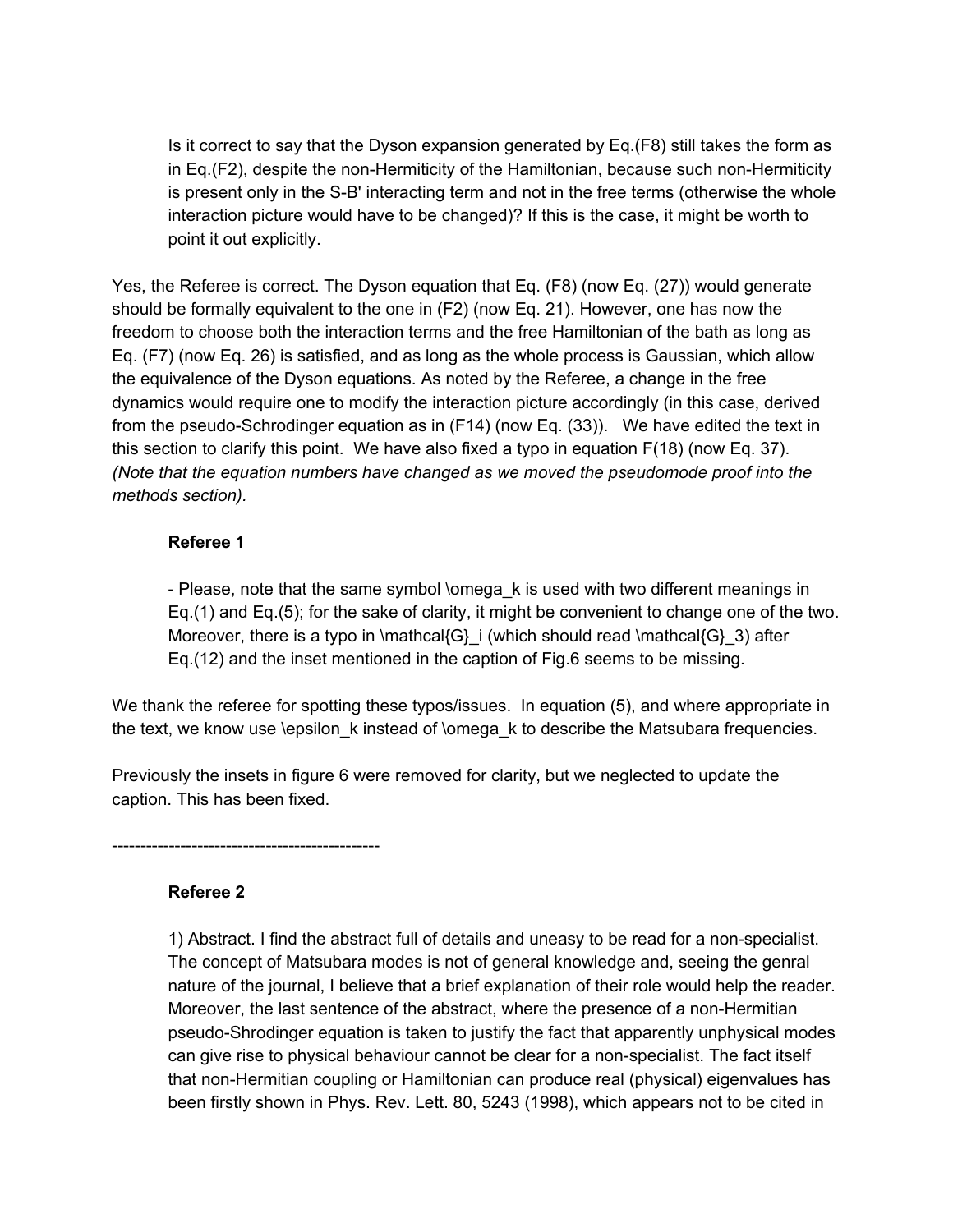> Is it correct to say that the Dyson expansion generated by Eq.(F8) still takes the form as in Eq.(F2), despite the non-Hermiticity of the Hamiltonian, because such non-Hermiticity is present only in the S-B' interacting term and not in the free terms (otherwise the whole interaction picture would have to be changed)? If this is the case, it might be worth to point it out explicitly.

Yes, the Referee is correct. The Dyson equation that Eq. (F8) (now Eq. (27)) would generate should be formally equivalent to the one in (F2) (now Eq. 21). However, one has now the freedom to choose both the interaction terms and the free Hamiltonian of the bath as long as Eq. (F7) (now Eq. 26) is satisfied, and as long as the whole process is Gaussian, which allow the equivalence of the Dyson equations. As noted by the Referee, a change in the free dynamics would require one to modify the interaction picture accordingly (in this case, derived from the pseudo-Schrodinger equation as in (F14) (now Eq. (33)). We have edited the text in this section to clarify this point. We have also fixed a typo in equation F(18) (now Eq. 37). *(Note that the equation numbers have changed as we moved the pseudomode proof into the methods section).*

> **Referee 1**
>
> - Please, note that the same symbol \omega_k is used with two different meanings in Eq.(1) and Eq.(5); for the sake of clarity, it might be convenient to change one of the two. Moreover, there is a typo in \mathcal{G}_i (which should read \mathcal{G}_3) after Eq.(12) and the inset mentioned in the caption of Fig.6 seems to be missing.

We thank the referee for spotting these typos/issues. In equation (5), and where appropriate in the text, we know use \epsilon_k instead of \omega_k to describe the Matsubara frequencies.

Previously the insets in figure 6 were removed for clarity, but we neglected to update the caption. This has been fixed.

---

> **Referee 2**
>
> 1) Abstract. I find the abstract full of details and uneasy to be read for a non-specialist. The concept of Matsubara modes is not of general knowledge and, seeing the genral nature of the journal, I believe that a brief explanation of their role would help the reader. Moreover, the last sentence of the abstract, where the presence of a non-Hermitian pseudo-Shrodinger equation is taken to justify the fact that apparently unphysical modes can give rise to physical behaviour cannot be clear for a non-specialist. The fact itself that non-Hermitian coupling or Hamiltonian can produce real (physical) eigenvalues has been firstly shown in Phys. Rev. Lett. 80, 5243 (1998), which appears not to be cited in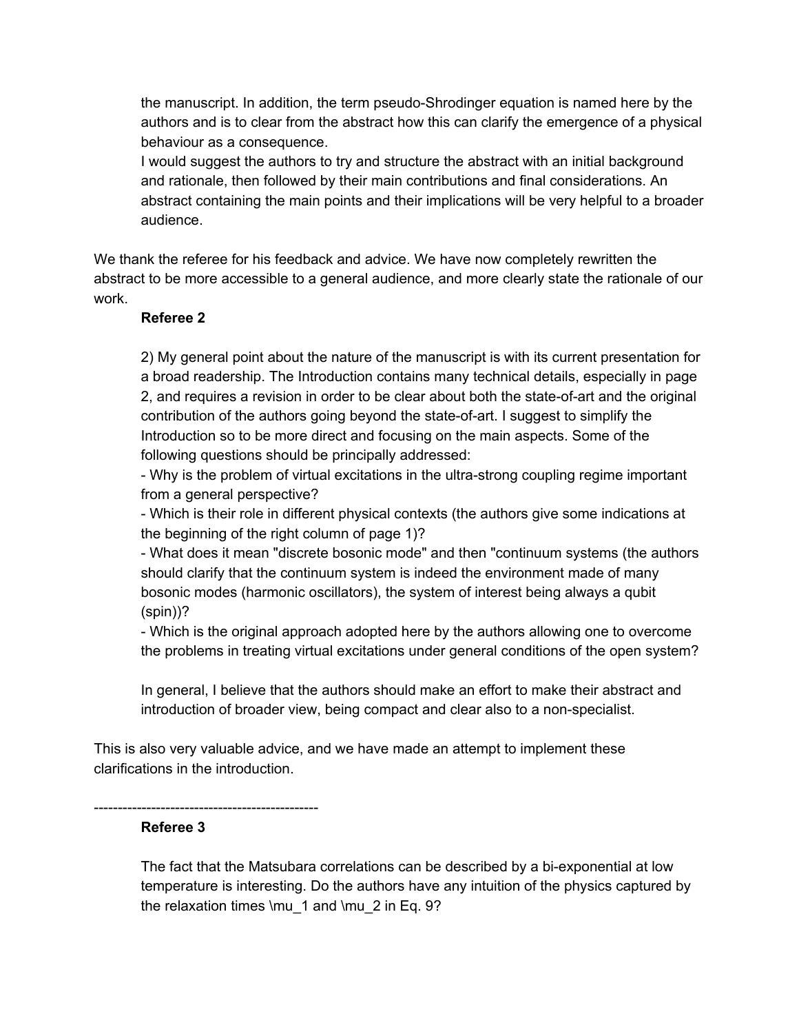> the manuscript. In addition, the term pseudo-Shrodinger equation is named here by the authors and is to clear from the abstract how this can clarify the emergence of a physical behaviour as a consequence.
> I would suggest the authors to try and structure the abstract with an initial background and rationale, then followed by their main contributions and final considerations. An abstract containing the main points and their implications will be very helpful to a broader audience.

We thank the referee for his feedback and advice. We have now completely rewritten the abstract to be more accessible to a general audience, and more clearly state the rationale of our work.

> **Referee 2**
>
> 2) My general point about the nature of the manuscript is with its current presentation for a broad readership. The Introduction contains many technical details, especially in page 2, and requires a revision in order to be clear about both the state-of-art and the original contribution of the authors going beyond the state-of-art. I suggest to simplify the Introduction so to be more direct and focusing on the main aspects. Some of the following questions should be principally addressed:
> - Why is the problem of virtual excitations in the ultra-strong coupling regime important from a general perspective?
> - Which is their role in different physical contexts (the authors give some indications at the beginning of the right column of page 1)?
> - What does it mean "discrete bosonic mode" and then "continuum systems (the authors should clarify that the continuum system is indeed the environment made of many bosonic modes (harmonic oscillators), the system of interest being always a qubit (spin))?
> - Which is the original approach adopted here by the authors allowing one to overcome the problems in treating virtual excitations under general conditions of the open system?
>
> In general, I believe that the authors should make an effort to make their abstract and introduction of broader view, being compact and clear also to a non-specialist.

This is also very valuable advice, and we have made an attempt to implement these clarifications in the introduction.

----------------------------------------------

> **Referee 3**
>
> The fact that the Matsubara correlations can be described by a bi-exponential at low temperature is interesting. Do the authors have any intuition of the physics captured by the relaxation times $\mu_1$ and $\mu_2$ in Eq. 9?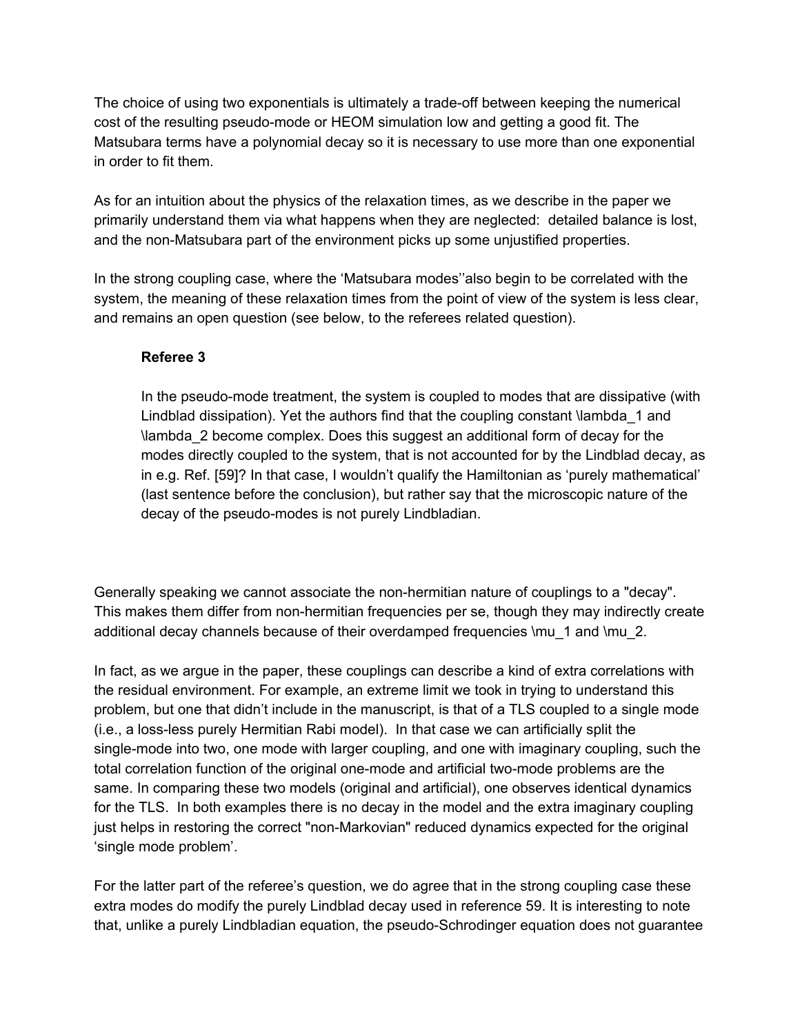The choice of using two exponentials is ultimately a trade-off between keeping the numerical cost of the resulting pseudo-mode or HEOM simulation low and getting a good fit. The Matsubara terms have a polynomial decay so it is necessary to use more than one exponential in order to fit them.

As for an intuition about the physics of the relaxation times, as we describe in the paper we primarily understand them via what happens when they are neglected: detailed balance is lost, and the non-Matsubara part of the environment picks up some unjustified properties.

In the strong coupling case, where the 'Matsubara modes''also begin to be correlated with the system, the meaning of these relaxation times from the point of view of the system is less clear, and remains an open question (see below, to the referees related question).

> **Referee 3**
>
> In the pseudo-mode treatment, the system is coupled to modes that are dissipative (with Lindblad dissipation). Yet the authors find that the coupling constant $\lambda_1$ and $\lambda_2$ become complex. Does this suggest an additional form of decay for the modes directly coupled to the system, that is not accounted for by the Lindblad decay, as in e.g. Ref. [59]? In that case, I wouldn't qualify the Hamiltonian as 'purely mathematical' (last sentence before the conclusion), but rather say that the microscopic nature of the decay of the pseudo-modes is not purely Lindbladian.

Generally speaking we cannot associate the non-hermitian nature of couplings to a "decay". This makes them differ from non-hermitian frequencies per se, though they may indirectly create additional decay channels because of their overdamped frequencies $\mu_1$ and $\mu_2$.

In fact, as we argue in the paper, these couplings can describe a kind of extra correlations with the residual environment. For example, an extreme limit we took in trying to understand this problem, but one that didn't include in the manuscript, is that of a TLS coupled to a single mode (i.e., a loss-less purely Hermitian Rabi model). In that case we can artificially split the single-mode into two, one mode with larger coupling, and one with imaginary coupling, such the total correlation function of the original one-mode and artificial two-mode problems are the same. In comparing these two models (original and artificial), one observes identical dynamics for the TLS. In both examples there is no decay in the model and the extra imaginary coupling just helps in restoring the correct "non-Markovian" reduced dynamics expected for the original 'single mode problem'.

For the latter part of the referee's question, we do agree that in the strong coupling case these extra modes do modify the purely Lindblad decay used in reference 59. It is interesting to note that, unlike a purely Lindbladian equation, the pseudo-Schrodinger equation does not guarantee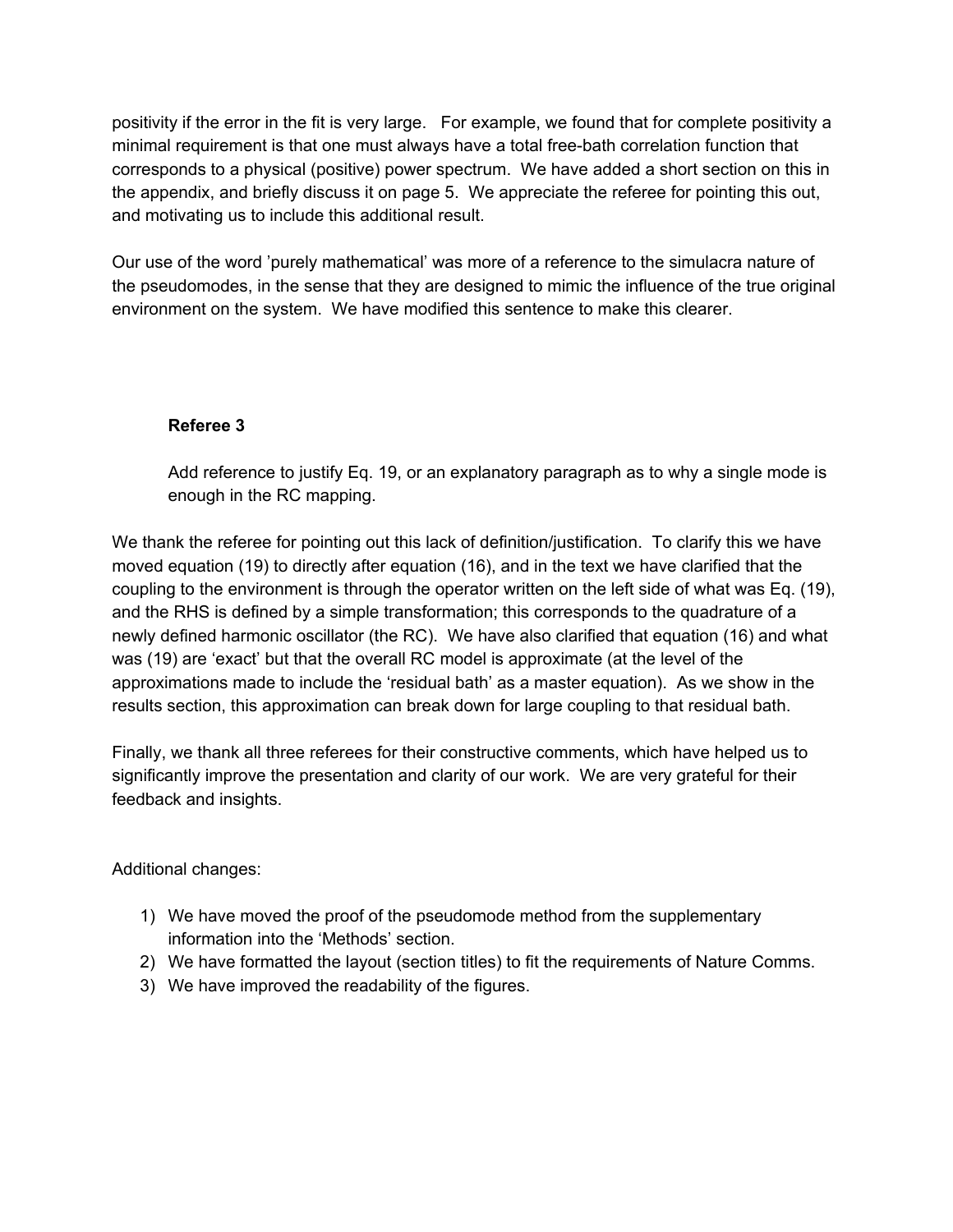positivity if the error in the fit is very large. For example, we found that for complete positivity a minimal requirement is that one must always have a total free-bath correlation function that corresponds to a physical (positive) power spectrum. We have added a short section on this in the appendix, and briefly discuss it on page 5. We appreciate the referee for pointing this out, and motivating us to include this additional result.

Our use of the word 'purely mathematical' was more of a reference to the simulacra nature of the pseudomodes, in the sense that they are designed to mimic the influence of the true original environment on the system. We have modified this sentence to make this clearer.

**Referee 3**

> Add reference to justify Eq. 19, or an explanatory paragraph as to why a single mode is enough in the RC mapping.

We thank the referee for pointing out this lack of definition/justification. To clarify this we have moved equation (19) to directly after equation (16), and in the text we have clarified that the coupling to the environment is through the operator written on the left side of what was Eq. (19), and the RHS is defined by a simple transformation; this corresponds to the quadrature of a newly defined harmonic oscillator (the RC). We have also clarified that equation (16) and what was (19) are 'exact' but that the overall RC model is approximate (at the level of the approximations made to include the 'residual bath' as a master equation). As we show in the results section, this approximation can break down for large coupling to that residual bath.

Finally, we thank all three referees for their constructive comments, which have helped us to significantly improve the presentation and clarity of our work. We are very grateful for their feedback and insights.

Additional changes:

1) We have moved the proof of the pseudomode method from the supplementary information into the 'Methods' section.
2) We have formatted the layout (section titles) to fit the requirements of Nature Comms.
3) We have improved the readability of the figures.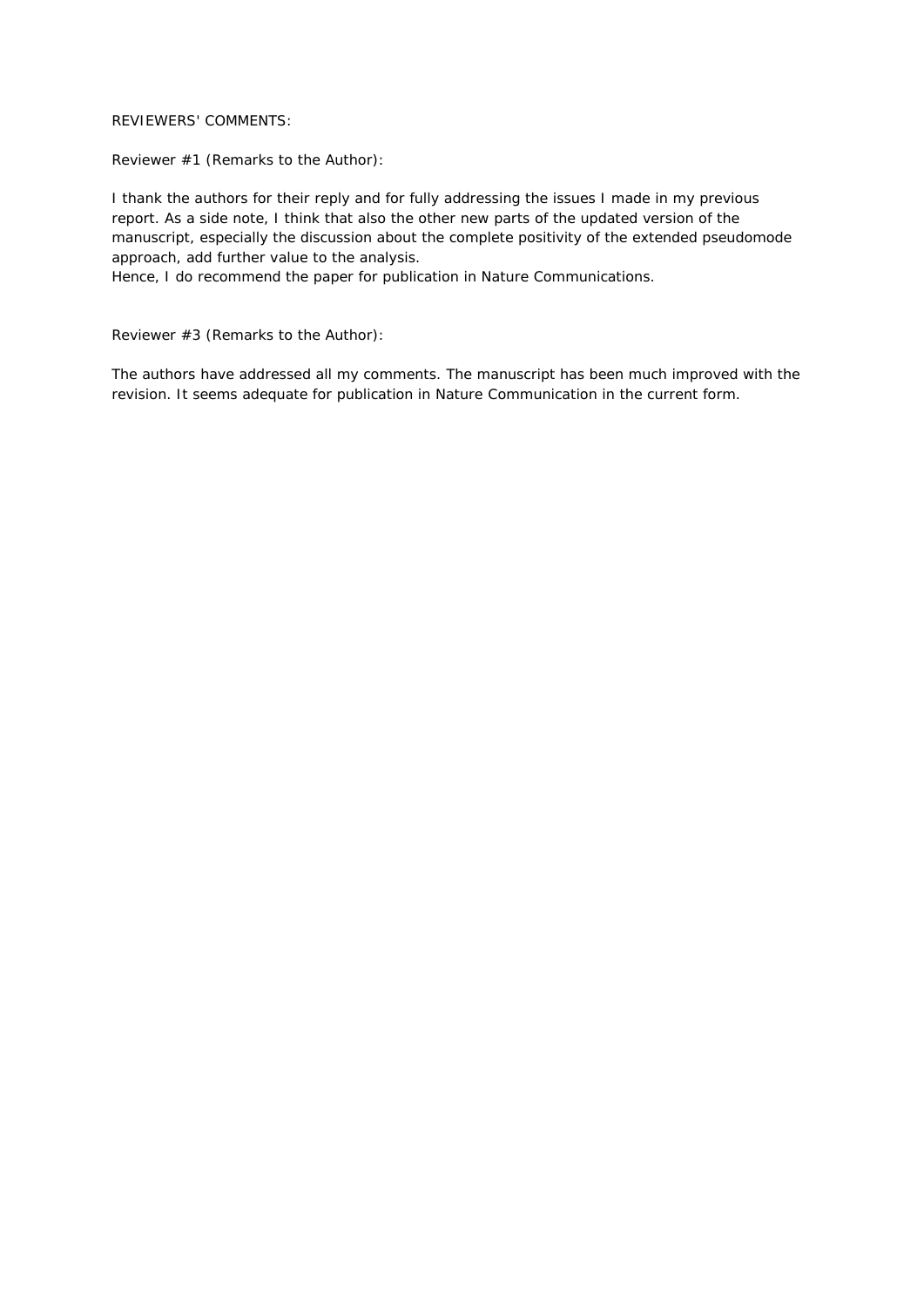REVIEWERS' COMMENTS:

Reviewer #1 (Remarks to the Author):

I thank the authors for their reply and for fully addressing the issues I made in my previous report. As a side note, I think that also the other new parts of the updated version of the manuscript, especially the discussion about the complete positivity of the extended pseudomode approach, add further value to the analysis.
Hence, I do recommend the paper for publication in Nature Communications.

Reviewer #3 (Remarks to the Author):

The authors have addressed all my comments. The manuscript has been much improved with the revision. It seems adequate for publication in Nature Communication in the current form.